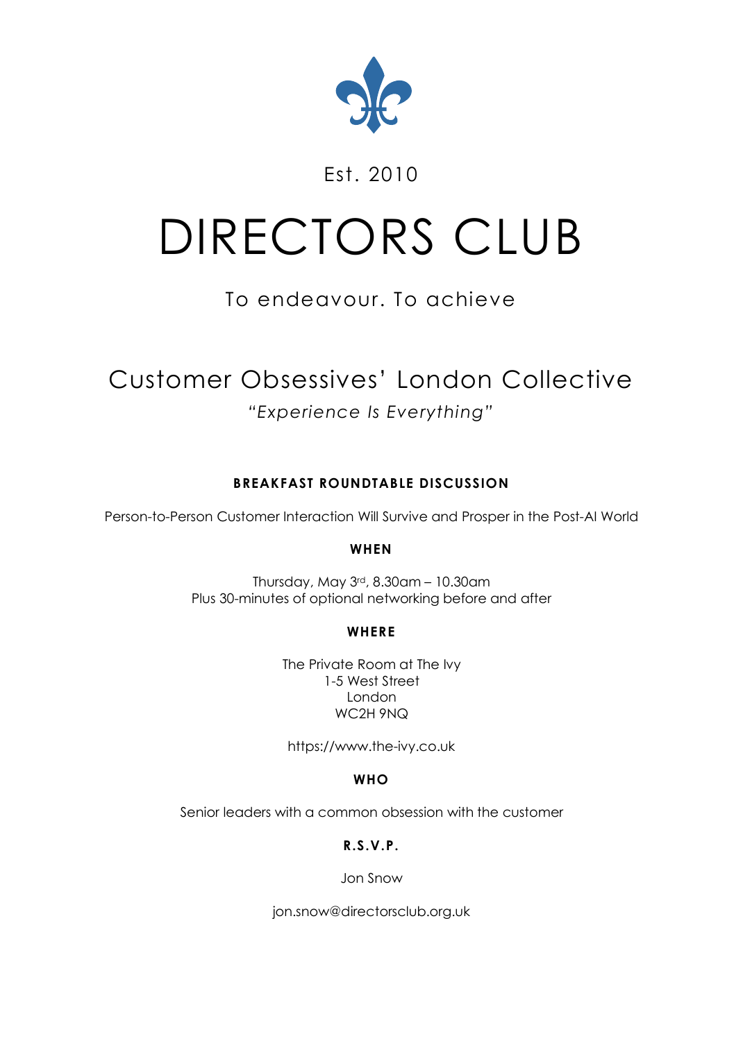Est. 2010

# DIRECTORS CLUB

To endeavour. To achieve

## Customer Obsessives' London Collective

*"Experience Is Everything"*

**BREAKFAST ROUNDTABLE DISCUSSION**

Person-to-Person Customer Interaction Will Survive and Prosper in the Post-AI World

**WHEN**

Thursday, May 3rd, 8.30am – 10.30am
Plus 30-minutes of optional networking before and after

**WHERE**

The Private Room at The Ivy
1-5 West Street
London
WC2H 9NQ

https://www.the-ivy.co.uk

**WHO**

Senior leaders with a common obsession with the customer

**R.S.V.P.**

Jon Snow

jon.snow@directorsclub.org.uk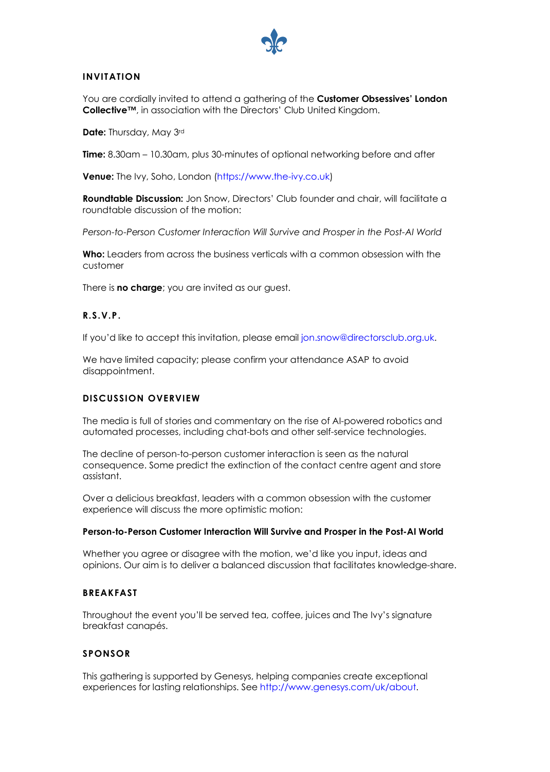## INVITATION

You are cordially invited to attend a gathering of the **Customer Obsessives' London Collective™**, in association with the Directors' Club United Kingdom.

**Date:** Thursday, May 3rd

**Time:** 8.30am – 10.30am, plus 30-minutes of optional networking before and after

**Venue:** The Ivy, Soho, London (https://www.the-ivy.co.uk)

**Roundtable Discussion:** Jon Snow, Directors' Club founder and chair, will facilitate a roundtable discussion of the motion:

*Person-to-Person Customer Interaction Will Survive and Prosper in the Post-AI World*

**Who:** Leaders from across the business verticals with a common obsession with the customer

There is **no charge**; you are invited as our guest.

## R.S.V.P.

If you'd like to accept this invitation, please email jon.snow@directorsclub.org.uk.

We have limited capacity; please confirm your attendance ASAP to avoid disappointment.

## DISCUSSION OVERVIEW

The media is full of stories and commentary on the rise of AI-powered robotics and automated processes, including chat-bots and other self-service technologies.

The decline of person-to-person customer interaction is seen as the natural consequence. Some predict the extinction of the contact centre agent and store assistant.

Over a delicious breakfast, leaders with a common obsession with the customer experience will discuss the more optimistic motion:

**Person-to-Person Customer Interaction Will Survive and Prosper in the Post-AI World**

Whether you agree or disagree with the motion, we'd like you input, ideas and opinions. Our aim is to deliver a balanced discussion that facilitates knowledge-share.

## BREAKFAST

Throughout the event you'll be served tea, coffee, juices and The Ivy's signature breakfast canapés.

## SPONSOR

This gathering is supported by Genesys, helping companies create exceptional experiences for lasting relationships. See http://www.genesys.com/uk/about.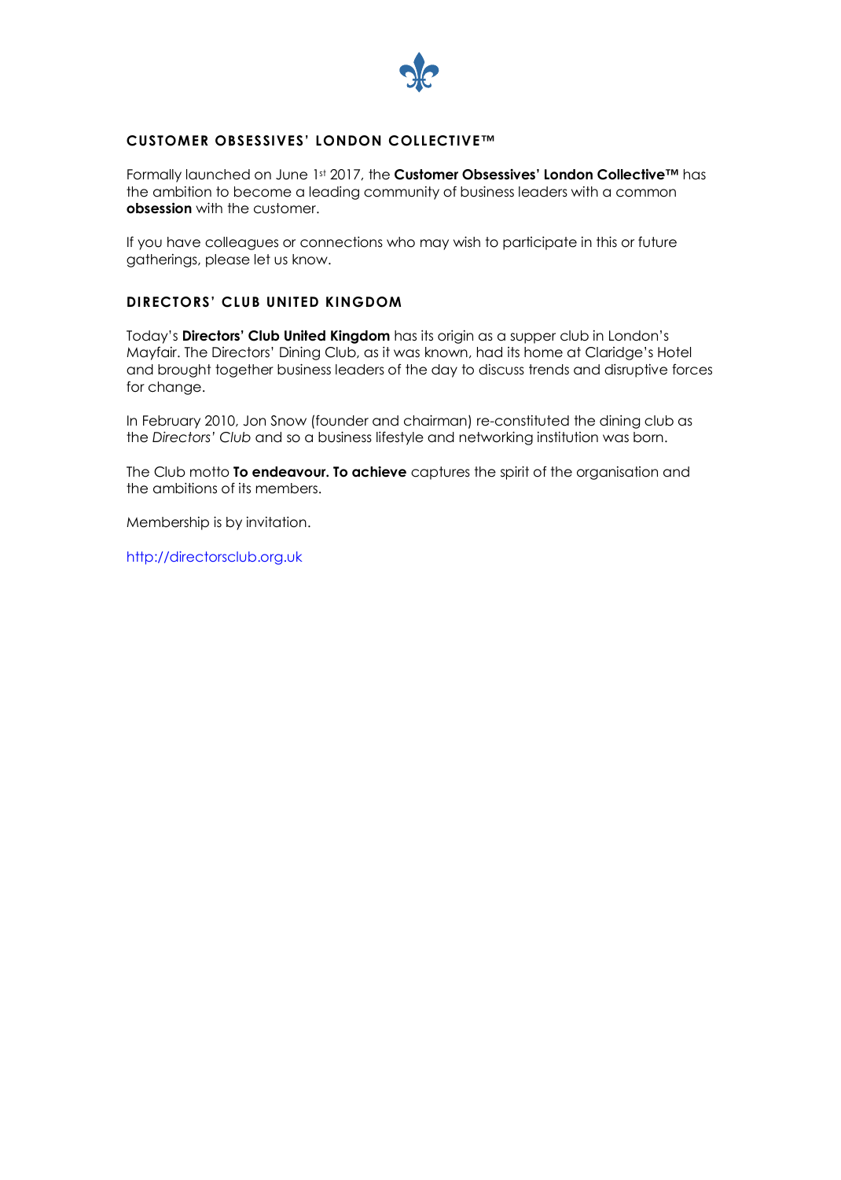## CUSTOMER OBSESSIVES' LONDON COLLECTIVE™

Formally launched on June 1st 2017, the **Customer Obsessives' London Collective™** has the ambition to become a leading community of business leaders with a common **obsession** with the customer.

If you have colleagues or connections who may wish to participate in this or future gatherings, please let us know.

## DIRECTORS' CLUB UNITED KINGDOM

Today's **Directors' Club United Kingdom** has its origin as a supper club in London's Mayfair. The Directors' Dining Club, as it was known, had its home at Claridge's Hotel and brought together business leaders of the day to discuss trends and disruptive forces for change.

In February 2010, Jon Snow (founder and chairman) re-constituted the dining club as the *Directors' Club* and so a business lifestyle and networking institution was born.

The Club motto **To endeavour. To achieve** captures the spirit of the organisation and the ambitions of its members.

Membership is by invitation.

http://directorsclub.org.uk